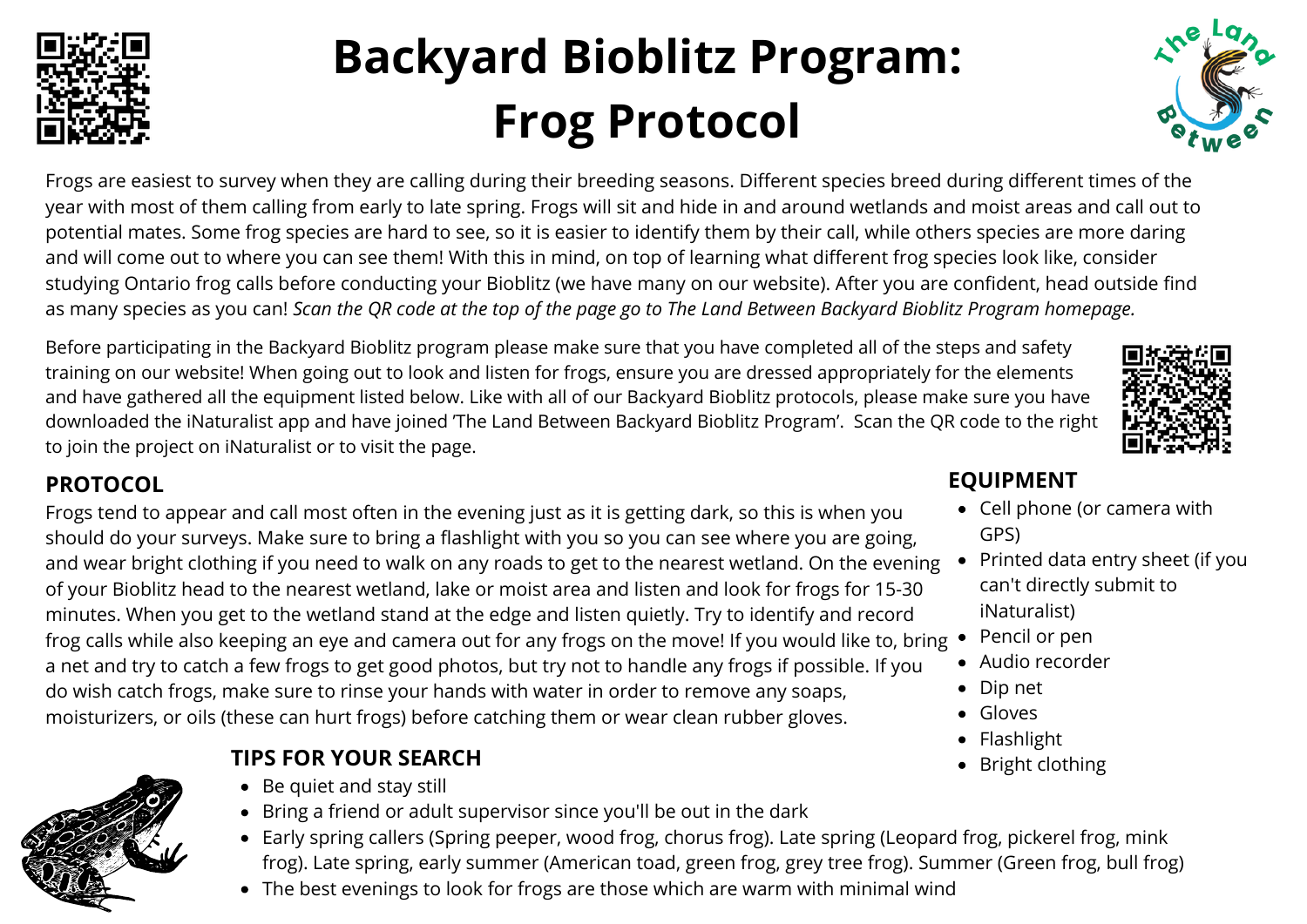# Backyard Bioblitz Program: Frog Protocol

Frogs are easiest to survey when they are calling during their breeding seasons. Different species breed during different times of the year with most of them calling from early to late spring. Frogs will sit and hide in and around wetlands and moist areas and call out to potential mates. Some frog species are hard to see, so it is easier to identify them by their call, while others species are more daring and will come out to where you can see them! With this in mind, on top of learning what different frog species look like, consider studying Ontario frog calls before conducting your Bioblitz (we have many on our website). After you are confident, head outside find as many species as you can! *Scan the QR code at the top of the page go to The Land Between Backyard Bioblitz Program homepage.*

Before participating in the Backyard Bioblitz program please make sure that you have completed all of the steps and safety training on our website! When going out to look and listen for frogs, ensure you are dressed appropriately for the elements and have gathered all the equipment listed below. Like with all of our Backyard Bioblitz protocols, please make sure you have downloaded the iNaturalist app and have joined 'The Land Between Backyard Bioblitz Program'. Scan the QR code to the right to join the project on iNaturalist or to visit the page.

## PROTOCOL

Frogs tend to appear and call most often in the evening just as it is getting dark, so this is when you should do your surveys. Make sure to bring a flashlight with you so you can see where you are going, and wear bright clothing if you need to walk on any roads to get to the nearest wetland. On the evening of your Bioblitz head to the nearest wetland, lake or moist area and listen and look for frogs for 15-30 minutes. When you get to the wetland stand at the edge and listen quietly. Try to identify and record frog calls while also keeping an eye and camera out for any frogs on the move! If you would like to, bring a net and try to catch a few frogs to get good photos, but try not to handle any frogs if possible. If you do wish catch frogs, make sure to rinse your hands with water in order to remove any soaps, moisturizers, or oils (these can hurt frogs) before catching them or wear clean rubber gloves.

## EQUIPMENT

- Cell phone (or camera with GPS)
- Printed data entry sheet (if you can't directly submit to iNaturalist)
- Pencil or pen
- Audio recorder
- Dip net
- Gloves
- Flashlight
- Bright clothing

## TIPS FOR YOUR SEARCH

- Be quiet and stay still
- Bring a friend or adult supervisor since you'll be out in the dark
- Early spring callers (Spring peeper, wood frog, chorus frog). Late spring (Leopard frog, pickerel frog, mink frog). Late spring, early summer (American toad, green frog, grey tree frog). Summer (Green frog, bull frog)
- The best evenings to look for frogs are those which are warm with minimal wind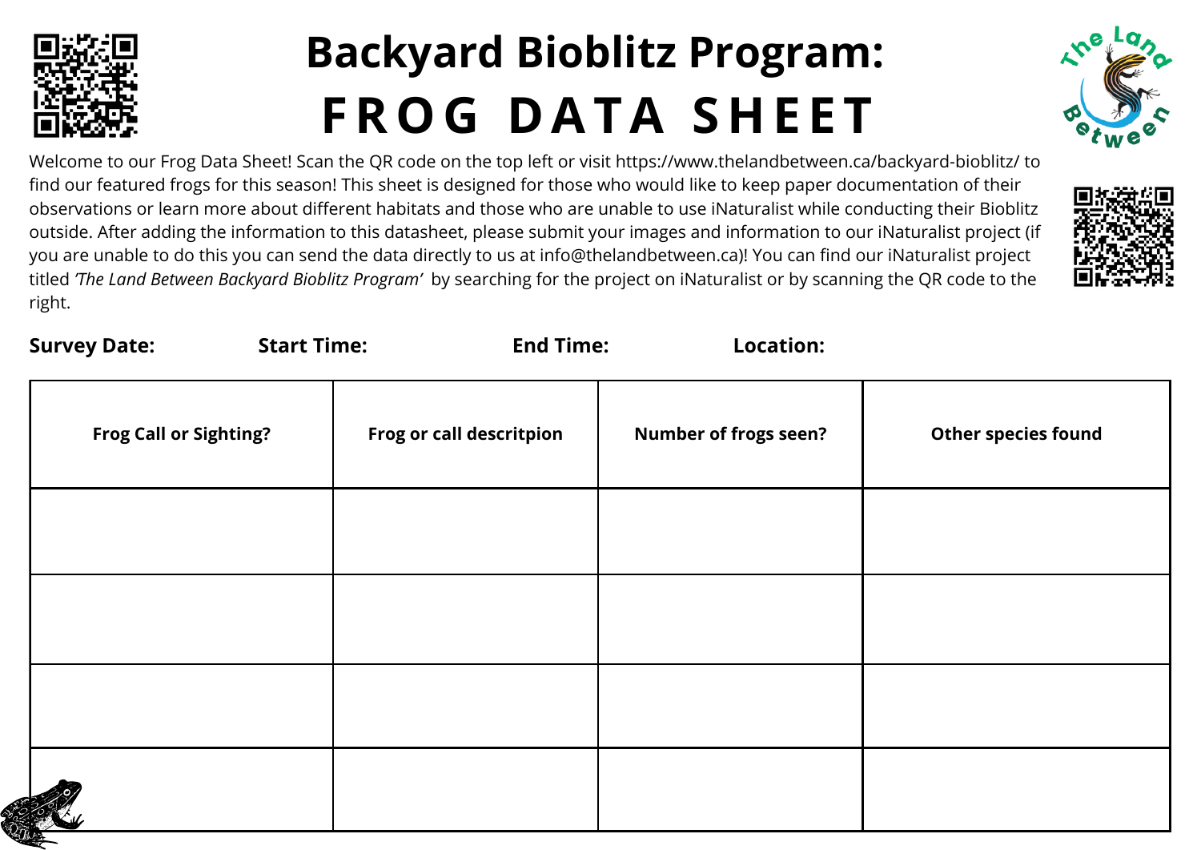# Backyard Bioblitz Program:

# FROG DATA SHEET

Welcome to our Frog Data Sheet! Scan the QR code on the top left or visit https://www.thelandbetween.ca/backyard-bioblitz/ to find our featured frogs for this season! This sheet is designed for those who would like to keep paper documentation of their observations or learn more about different habitats and those who are unable to use iNaturalist while conducting their Bioblitz outside. After adding the information to this datasheet, please submit your images and information to our iNaturalist project (if you are unable to do this you can send the data directly to us at info@thelandbetween.ca)! You can find our iNaturalist project titled *'The Land Between Backyard Bioblitz Program'* by searching for the project on iNaturalist or by scanning the QR code to the right.

**Survey Date:** **Start Time:** **End Time:** **Location:**

| Frog Call or Sighting? | Frog or call descritpion | Number of frogs seen? | Other species found |
| --- | --- | --- | --- |
| | | | |
| | | | |
| | | | |
| | | | |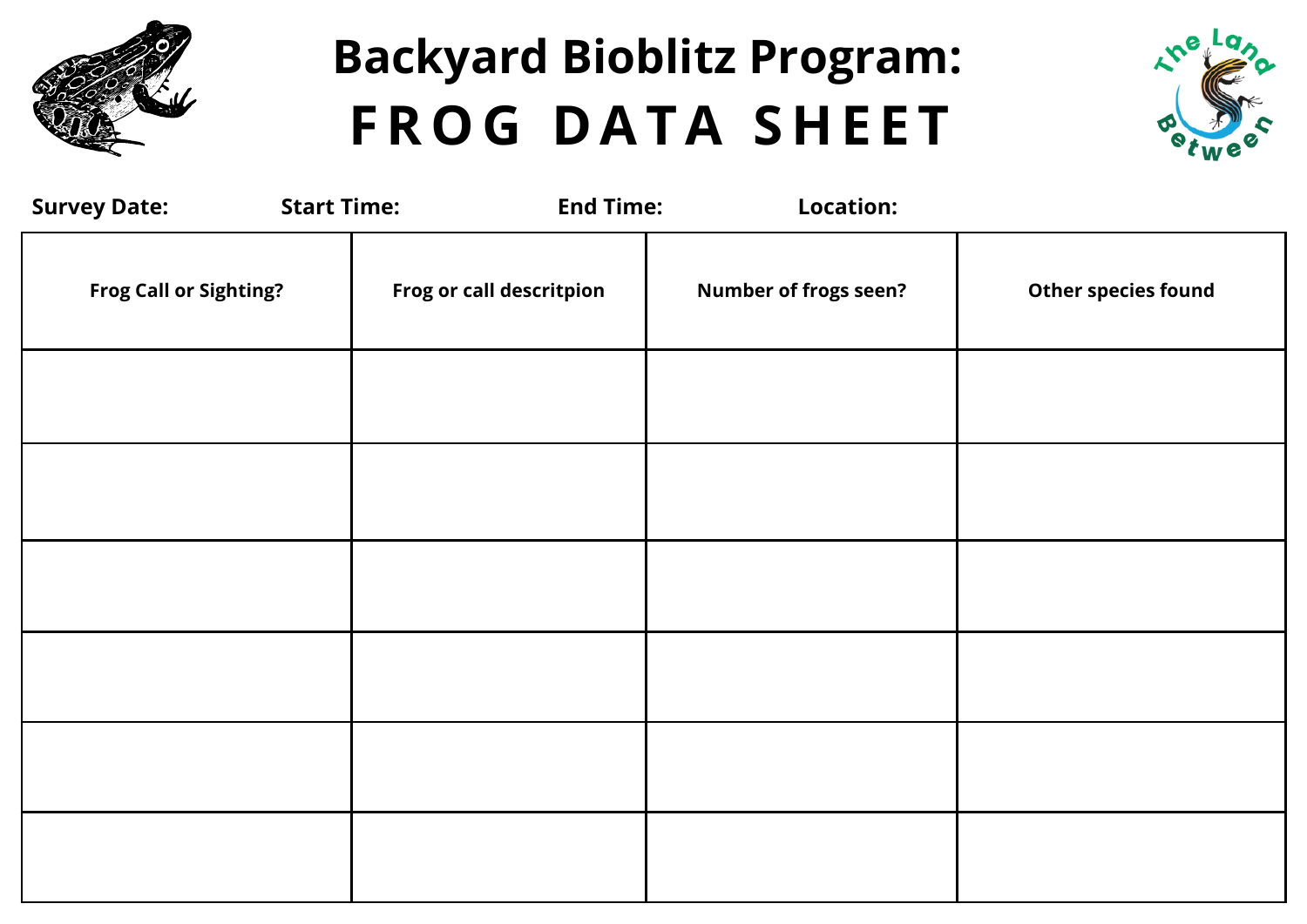# Backyard Bioblitz Program:
## FROG DATA SHEET

The Land Between

**Survey Date:** **Start Time:** **End Time:** **Location:**

| Frog Call or Sighting? | Frog or call descritpion | Number of frogs seen? | Other species found |
|---|---|---|---|
| | | | |
| | | | |
| | | | |
| | | | |
| | | | |
| | | | |